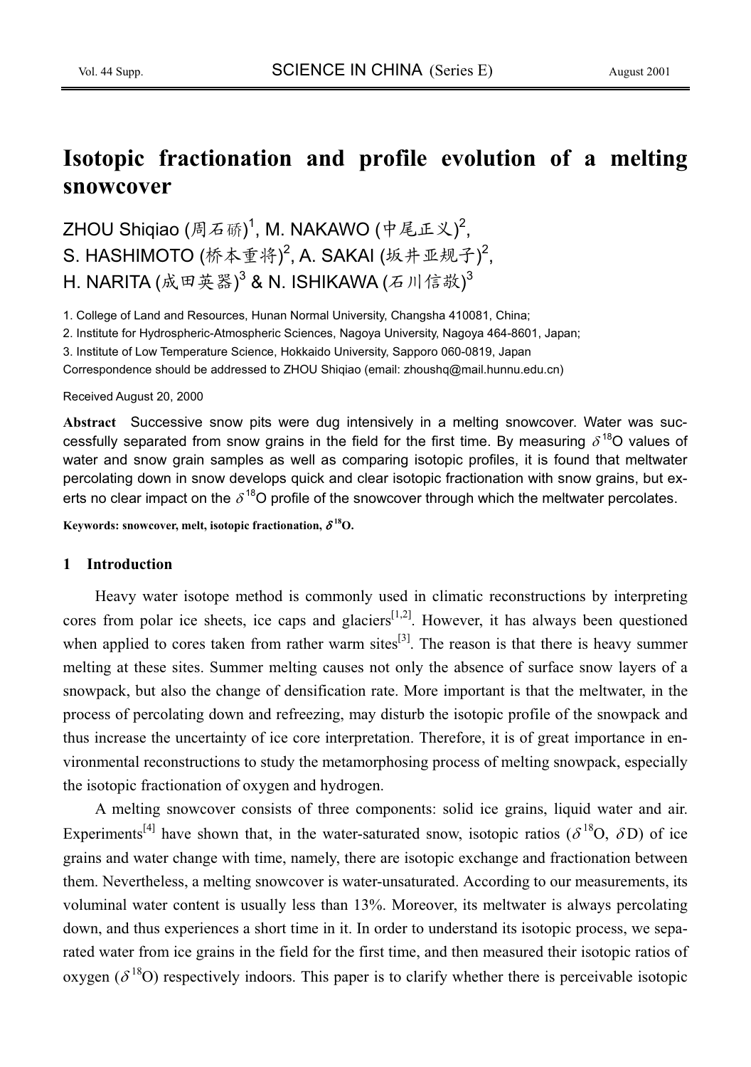# Isotopic fractionation and profile evolution of a melting snowcover

ZHOU Shiqiao (周石硚)[1], M. NAKAWO (中尾正义)[2], S. HASHIMOTO (桥本重将)[2], A. SAKAI (坂井亚规子)[2], H. NARITA (成田英器)[3] & N. ISHIKAWA (石川信敬)[3]

1. College of Land and Resources, Hunan Normal University, Changsha 410081, China;
2. Institute for Hydrospheric-Atmospheric Sciences, Nagoya University, Nagoya 464-8601, Japan;
3. Institute of Low Temperature Science, Hokkaido University, Sapporo 060-0819, Japan

Correspondence should be addressed to ZHOU Shiqiao (email: zhoushq@mail.hunnu.edu.cn)

Received August 20, 2000

**Abstract** Successive snow pits were dug intensively in a melting snowcover. Water was successfully separated from snow grains in the field for the first time. By measuring $\delta^{18}$O values of water and snow grain samples as well as comparing isotopic profiles, it is found that meltwater percolating down in snow develops quick and clear isotopic fractionation with snow grains, but exerts no clear impact on the $\delta^{18}$O profile of the snowcover through which the meltwater percolates.

**Keywords: snowcover, melt, isotopic fractionation, $\delta^{18}$O.**

## 1 Introduction

Heavy water isotope method is commonly used in climatic reconstructions by interpreting cores from polar ice sheets, ice caps and glaciers[1,2]. However, it has always been questioned when applied to cores taken from rather warm sites[3]. The reason is that there is heavy summer melting at these sites. Summer melting causes not only the absence of surface snow layers of a snowpack, but also the change of densification rate. More important is that the meltwater, in the process of percolating down and refreezing, may disturb the isotopic profile of the snowpack and thus increase the uncertainty of ice core interpretation. Therefore, it is of great importance in environmental reconstructions to study the metamorphosing process of melting snowpack, especially the isotopic fractionation of oxygen and hydrogen.

A melting snowcover consists of three components: solid ice grains, liquid water and air. Experiments[4] have shown that, in the water-saturated snow, isotopic ratios ($\delta^{18}$O, $\delta$D) of ice grains and water change with time, namely, there are isotopic exchange and fractionation between them. Nevertheless, a melting snowcover is water-unsaturated. According to our measurements, its voluminal water content is usually less than 13%. Moreover, its meltwater is always percolating down, and thus experiences a short time in it. In order to understand its isotopic process, we separated water from ice grains in the field for the first time, and then measured their isotopic ratios of oxygen ($\delta^{18}$O) respectively indoors. This paper is to clarify whether there is perceivable isotopic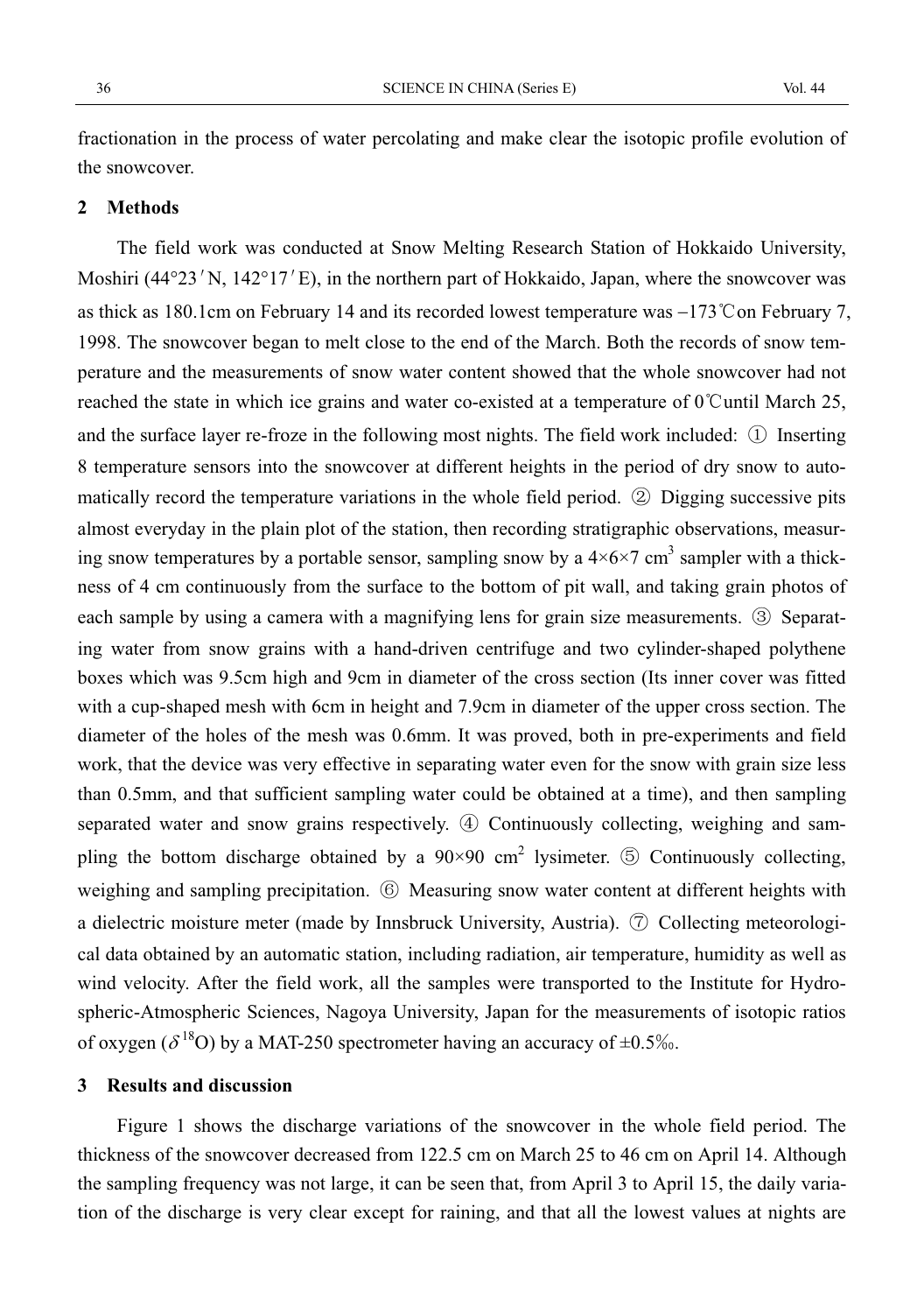fractionation in the process of water percolating and make clear the isotopic profile evolution of the snowcover.

## 2 Methods

The field work was conducted at Snow Melting Research Station of Hokkaido University, Moshiri (44°23′N, 142°17′E), in the northern part of Hokkaido, Japan, where the snowcover was as thick as 180.1cm on February 14 and its recorded lowest temperature was −173℃on February 7, 1998. The snowcover began to melt close to the end of the March. Both the records of snow temperature and the measurements of snow water content showed that the whole snowcover had not reached the state in which ice grains and water co-existed at a temperature of 0℃until March 25, and the surface layer re-froze in the following most nights. The field work included: ① Inserting 8 temperature sensors into the snowcover at different heights in the period of dry snow to automatically record the temperature variations in the whole field period. ② Digging successive pits almost everyday in the plain plot of the station, then recording stratigraphic observations, measuring snow temperatures by a portable sensor, sampling snow by a $4\times6\times7$ $cm^3$ sampler with a thickness of 4 cm continuously from the surface to the bottom of pit wall, and taking grain photos of each sample by using a camera with a magnifying lens for grain size measurements. ③ Separating water from snow grains with a hand-driven centrifuge and two cylinder-shaped polythene boxes which was 9.5cm high and 9cm in diameter of the cross section (Its inner cover was fitted with a cup-shaped mesh with 6cm in height and 7.9cm in diameter of the upper cross section. The diameter of the holes of the mesh was 0.6mm. It was proved, both in pre-experiments and field work, that the device was very effective in separating water even for the snow with grain size less than 0.5mm, and that sufficient sampling water could be obtained at a time), and then sampling separated water and snow grains respectively. ④ Continuously collecting, weighing and sampling the bottom discharge obtained by a $90\times90$ $cm^2$ lysimeter. ⑤ Continuously collecting, weighing and sampling precipitation. ⑥ Measuring snow water content at different heights with a dielectric moisture meter (made by Innsbruck University, Austria). ⑦ Collecting meteorological data obtained by an automatic station, including radiation, air temperature, humidity as well as wind velocity. After the field work, all the samples were transported to the Institute for Hydrospheric-Atmospheric Sciences, Nagoya University, Japan for the measurements of isotopic ratios of oxygen ($\delta^{18}O$) by a MAT-250 spectrometer having an accuracy of ±0.5‰.

## 3 Results and discussion

Figure 1 shows the discharge variations of the snowcover in the whole field period. The thickness of the snowcover decreased from 122.5 cm on March 25 to 46 cm on April 14. Although the sampling frequency was not large, it can be seen that, from April 3 to April 15, the daily variation of the discharge is very clear except for raining, and that all the lowest values at nights are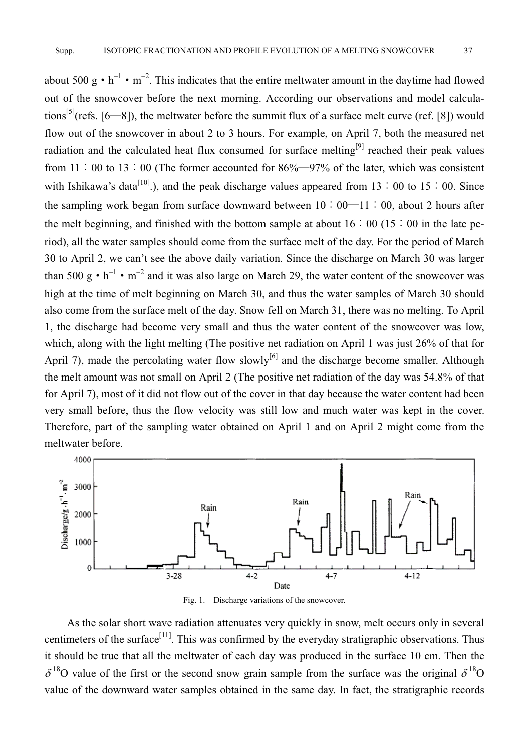about 500 g • $h^{-1}$ • $m^{-2}$. This indicates that the entire meltwater amount in the daytime had flowed out of the snowcover before the next morning. According our observations and model calculations[5](refs. [6—8]), the meltwater before the summit flux of a surface melt curve (ref. [8]) would flow out of the snowcover in about 2 to 3 hours. For example, on April 7, both the measured net radiation and the calculated heat flux consumed for surface melting[9] reached their peak values from 11：00 to 13：00 (The former accounted for 86%—97% of the later, which was consistent with Ishikawa's data[10].), and the peak discharge values appeared from 13：00 to 15：00. Since the sampling work began from surface downward between 10：00—11：00, about 2 hours after the melt beginning, and finished with the bottom sample at about 16：00 (15：00 in the late period), all the water samples should come from the surface melt of the day. For the period of March 30 to April 2, we can't see the above daily variation. Since the discharge on March 30 was larger than 500 g • $h^{-1}$ • $m^{-2}$ and it was also large on March 29, the water content of the snowcover was high at the time of melt beginning on March 30, and thus the water samples of March 30 should also come from the surface melt of the day. Snow fell on March 31, there was no melting. To April 1, the discharge had become very small and thus the water content of the snowcover was low, which, along with the light melting (The positive net radiation on April 1 was just 26% of that for April 7), made the percolating water flow slowly[6] and the discharge become smaller. Although the melt amount was not small on April 2 (The positive net radiation of the day was 54.8% of that for April 7), most of it did not flow out of the cover in that day because the water content had been very small before, thus the flow velocity was still low and much water was kept in the cover. Therefore, part of the sampling water obtained on April 1 and on April 2 might come from the meltwater before.

Fig. 1. Discharge variations of the snowcover.

As the solar short wave radiation attenuates very quickly in snow, melt occurs only in several centimeters of the surface[11]. This was confirmed by the everyday stratigraphic observations. Thus it should be true that all the meltwater of each day was produced in the surface 10 cm. Then the $\delta^{18}$O value of the first or the second snow grain sample from the surface was the original $\delta^{18}$O value of the downward water samples obtained in the same day. In fact, the stratigraphic records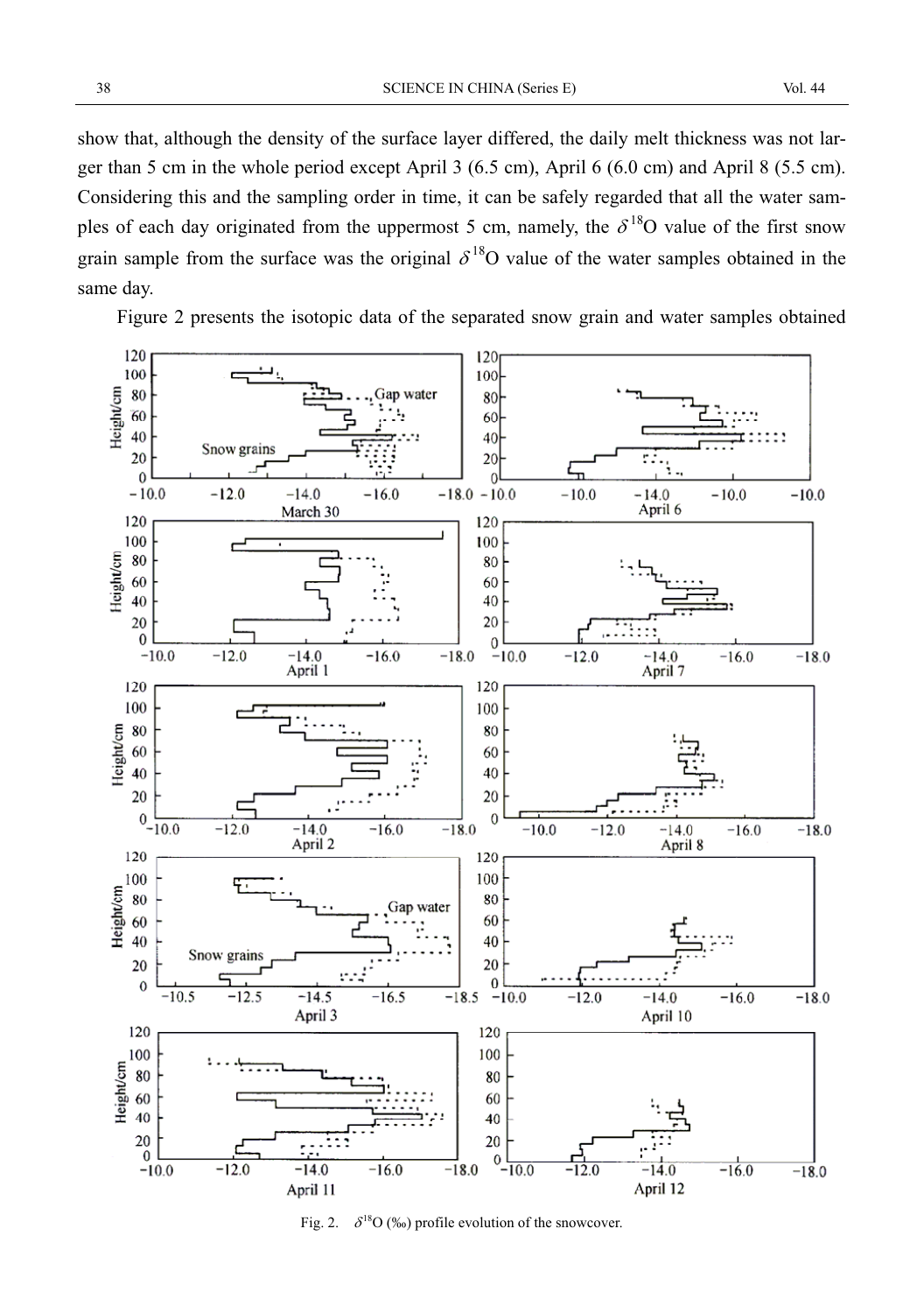show that, although the density of the surface layer differed, the daily melt thickness was not larger than 5 cm in the whole period except April 3 (6.5 cm), April 6 (6.0 cm) and April 8 (5.5 cm). Considering this and the sampling order in time, it can be safely regarded that all the water samples of each day originated from the uppermost 5 cm, namely, the $\delta^{18}O$ value of the first snow grain sample from the surface was the original $\delta^{18}O$ value of the water samples obtained in the same day.

Figure 2 presents the isotopic data of the separated snow grain and water samples obtained

Fig. 2. $\delta^{18}O$ (‰) profile evolution of the snowcover.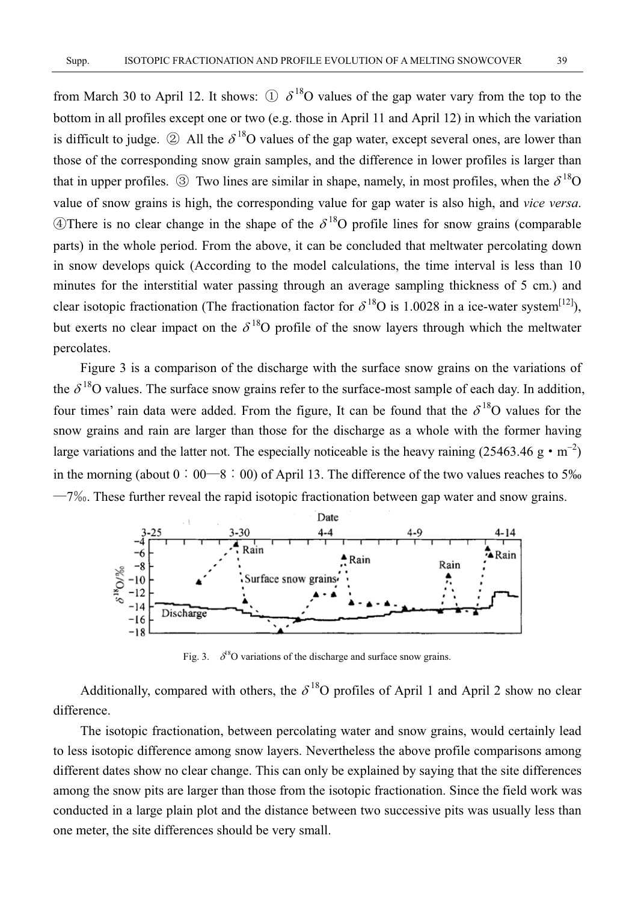from March 30 to April 12. It shows: ① $\delta^{18}$O values of the gap water vary from the top to the bottom in all profiles except one or two (e.g. those in April 11 and April 12) in which the variation is difficult to judge. ② All the $\delta^{18}$O values of the gap water, except several ones, are lower than those of the corresponding snow grain samples, and the difference in lower profiles is larger than that in upper profiles. ③ Two lines are similar in shape, namely, in most profiles, when the $\delta^{18}$O value of snow grains is high, the corresponding value for gap water is also high, and *vice versa*. ④There is no clear change in the shape of the $\delta^{18}$O profile lines for snow grains (comparable parts) in the whole period. From the above, it can be concluded that meltwater percolating down in snow develops quick (According to the model calculations, the time interval is less than 10 minutes for the interstitial water passing through an average sampling thickness of 5 cm.) and clear isotopic fractionation (The fractionation factor for $\delta^{18}$O is 1.0028 in a ice-water system[12]), but exerts no clear impact on the $\delta^{18}$O profile of the snow layers through which the meltwater percolates.

Figure 3 is a comparison of the discharge with the surface snow grains on the variations of the $\delta^{18}$O values. The surface snow grains refer to the surface-most sample of each day. In addition, four times' rain data were added. From the figure, It can be found that the $\delta^{18}$O values for the snow grains and rain are larger than those for the discharge as a whole with the former having large variations and the latter not. The especially noticeable is the heavy raining (25463.46 g • m$^{-2}$) in the morning (about 0：00—8：00) of April 13. The difference of the two values reaches to 5‰—7‰. These further reveal the rapid isotopic fractionation between gap water and snow grains.

Fig. 3. $\delta^{18}$O variations of the discharge and surface snow grains.

Additionally, compared with others, the $\delta^{18}$O profiles of April 1 and April 2 show no clear difference.

The isotopic fractionation, between percolating water and snow grains, would certainly lead to less isotopic difference among snow layers. Nevertheless the above profile comparisons among different dates show no clear change. This can only be explained by saying that the site differences among the snow pits are larger than those from the isotopic fractionation. Since the field work was conducted in a large plain plot and the distance between two successive pits was usually less than one meter, the site differences should be very small.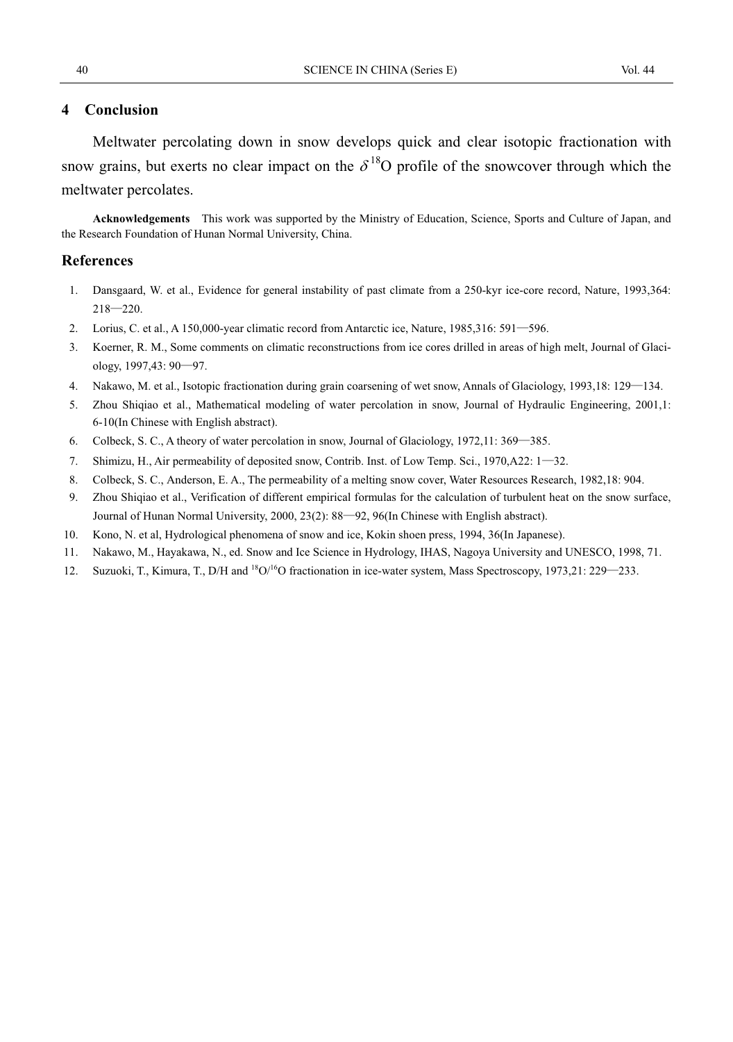## 4 Conclusion

Meltwater percolating down in snow develops quick and clear isotopic fractionation with snow grains, but exerts no clear impact on the $\delta^{18}$O profile of the snowcover through which the meltwater percolates.

**Acknowledgements** This work was supported by the Ministry of Education, Science, Sports and Culture of Japan, and the Research Foundation of Hunan Normal University, China.

## References

1. Dansgaard, W. et al., Evidence for general instability of past climate from a 250-kyr ice-core record, Nature, 1993,364: 218—220.
2. Lorius, C. et al., A 150,000-year climatic record from Antarctic ice, Nature, 1985,316: 591—596.
3. Koerner, R. M., Some comments on climatic reconstructions from ice cores drilled in areas of high melt, Journal of Glaciology, 1997,43: 90—97.
4. Nakawo, M. et al., Isotopic fractionation during grain coarsening of wet snow, Annals of Glaciology, 1993,18: 129—134.
5. Zhou Shiqiao et al., Mathematical modeling of water percolation in snow, Journal of Hydraulic Engineering, 2001,1: 6-10(In Chinese with English abstract).
6. Colbeck, S. C., A theory of water percolation in snow, Journal of Glaciology, 1972,11: 369—385.
7. Shimizu, H., Air permeability of deposited snow, Contrib. Inst. of Low Temp. Sci., 1970,A22: 1—32.
8. Colbeck, S. C., Anderson, E. A., The permeability of a melting snow cover, Water Resources Research, 1982,18: 904.
9. Zhou Shiqiao et al., Verification of different empirical formulas for the calculation of turbulent heat on the snow surface, Journal of Hunan Normal University, 2000, 23(2): 88—92, 96(In Chinese with English abstract).
10. Kono, N. et al, Hydrological phenomena of snow and ice, Kokin shoen press, 1994, 36(In Japanese).
11. Nakawo, M., Hayakawa, N., ed. Snow and Ice Science in Hydrology, IHAS, Nagoya University and UNESCO, 1998, 71.
12. Suzuoki, T., Kimura, T., D/H and $^{18}$O/$^{16}$O fractionation in ice-water system, Mass Spectroscopy, 1973,21: 229—233.